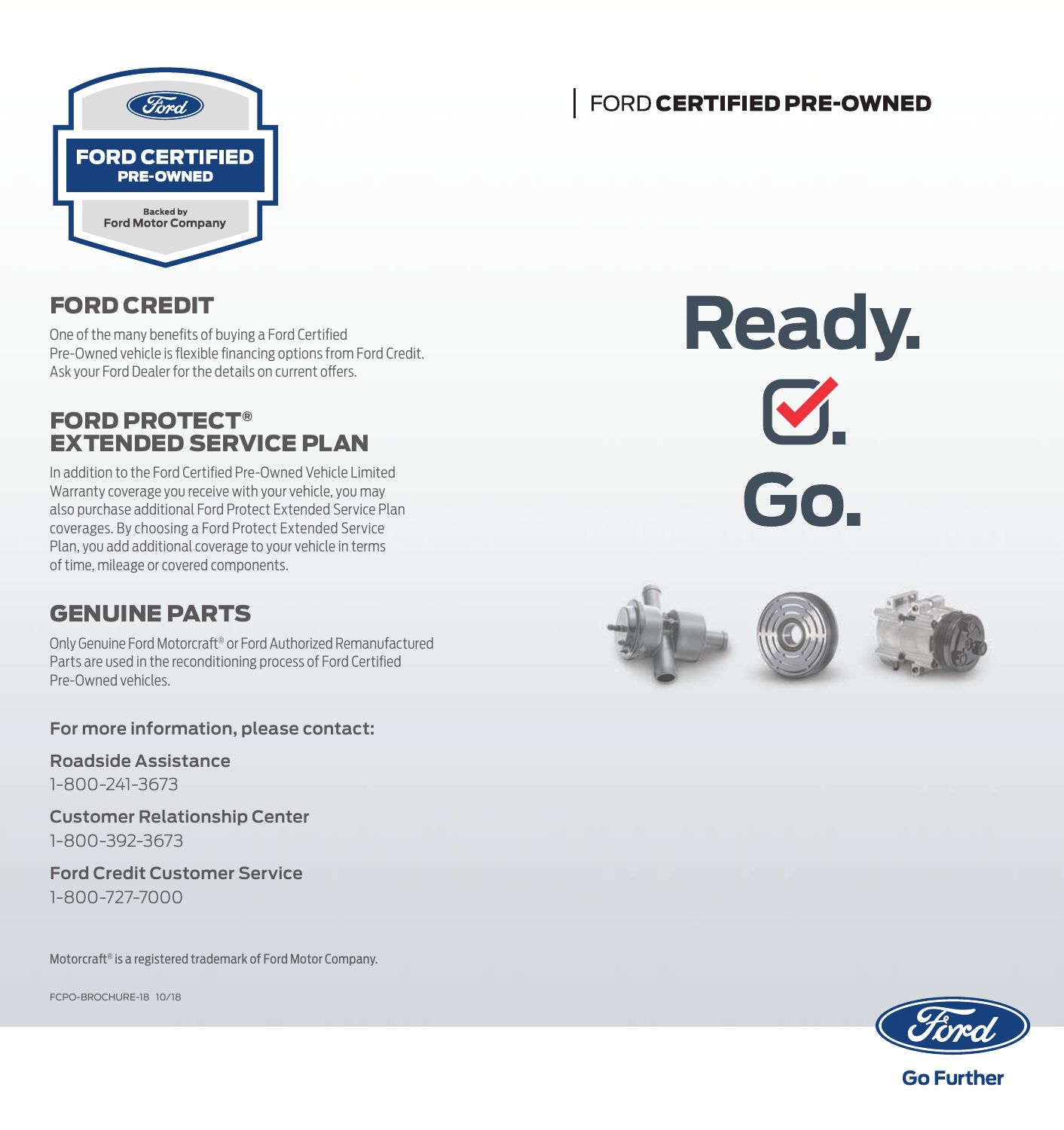FORD CERTIFIED PRE-OWNED

Backed by Ford Motor Company

## FORD CREDIT

One of the many benefits of buying a Ford Certified Pre-Owned vehicle is flexible financing options from Ford Credit. Ask your Ford Dealer for the details on current offers.

## FORD PROTECT® EXTENDED SERVICE PLAN

In addition to the Ford Certified Pre-Owned Vehicle Limited Warranty coverage you receive with your vehicle, you may also purchase additional Ford Protect Extended Service Plan coverages. By choosing a Ford Protect Extended Service Plan, you add additional coverage to your vehicle in terms of time, mileage or covered components.

## GENUINE PARTS

Only Genuine Ford Motorcraft® or Ford Authorized Remanufactured Parts are used in the reconditioning process of Ford Certified Pre-Owned vehicles.

**For more information, please contact:**

**Roadside Assistance**
1-800-241-3673

**Customer Relationship Center**
1-800-392-3673

**Ford Credit Customer Service**
1-800-727-7000

Motorcraft® is a registered trademark of Ford Motor Company.

FCPO-BROCHURE-18 10/18

FORD **CERTIFIED PRE-OWNED**

# Ready.
# ☑.
# Go.

Go Further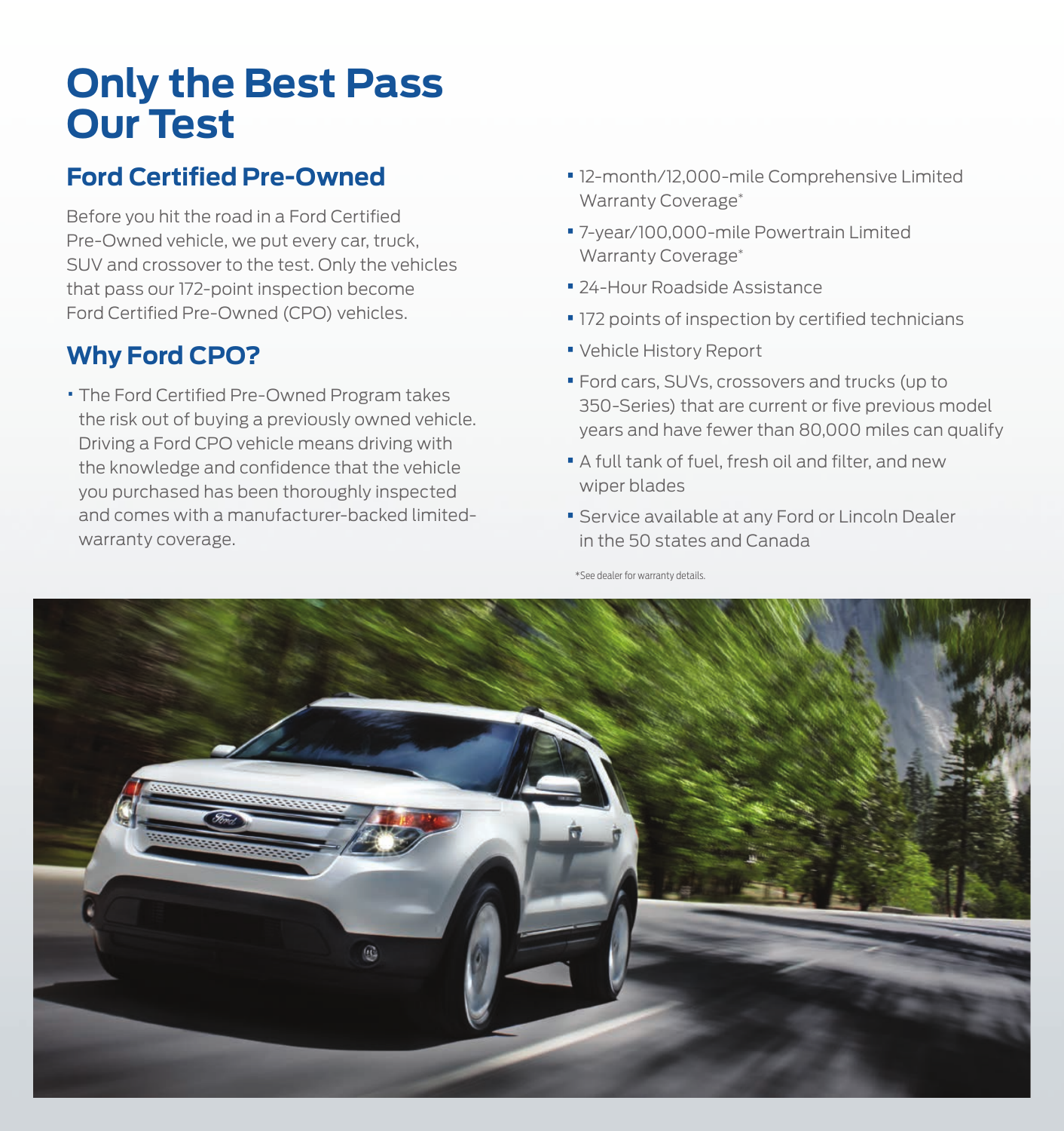# Only the Best Pass Our Test

## Ford Certified Pre-Owned

Before you hit the road in a Ford Certified Pre-Owned vehicle, we put every car, truck, SUV and crossover to the test. Only the vehicles that pass our 172-point inspection become Ford Certified Pre-Owned (CPO) vehicles.

## Why Ford CPO?

- The Ford Certified Pre-Owned Program takes the risk out of buying a previously owned vehicle. Driving a Ford CPO vehicle means driving with the knowledge and confidence that the vehicle you purchased has been thoroughly inspected and comes with a manufacturer-backed limited-warranty coverage.
- 12-month/12,000-mile Comprehensive Limited Warranty Coverage*
- 7-year/100,000-mile Powertrain Limited Warranty Coverage*
- 24-Hour Roadside Assistance
- 172 points of inspection by certified technicians
- Vehicle History Report
- Ford cars, SUVs, crossovers and trucks (up to 350-Series) that are current or five previous model years and have fewer than 80,000 miles can qualify
- A full tank of fuel, fresh oil and filter, and new wiper blades
- Service available at any Ford or Lincoln Dealer in the 50 states and Canada

*See dealer for warranty details.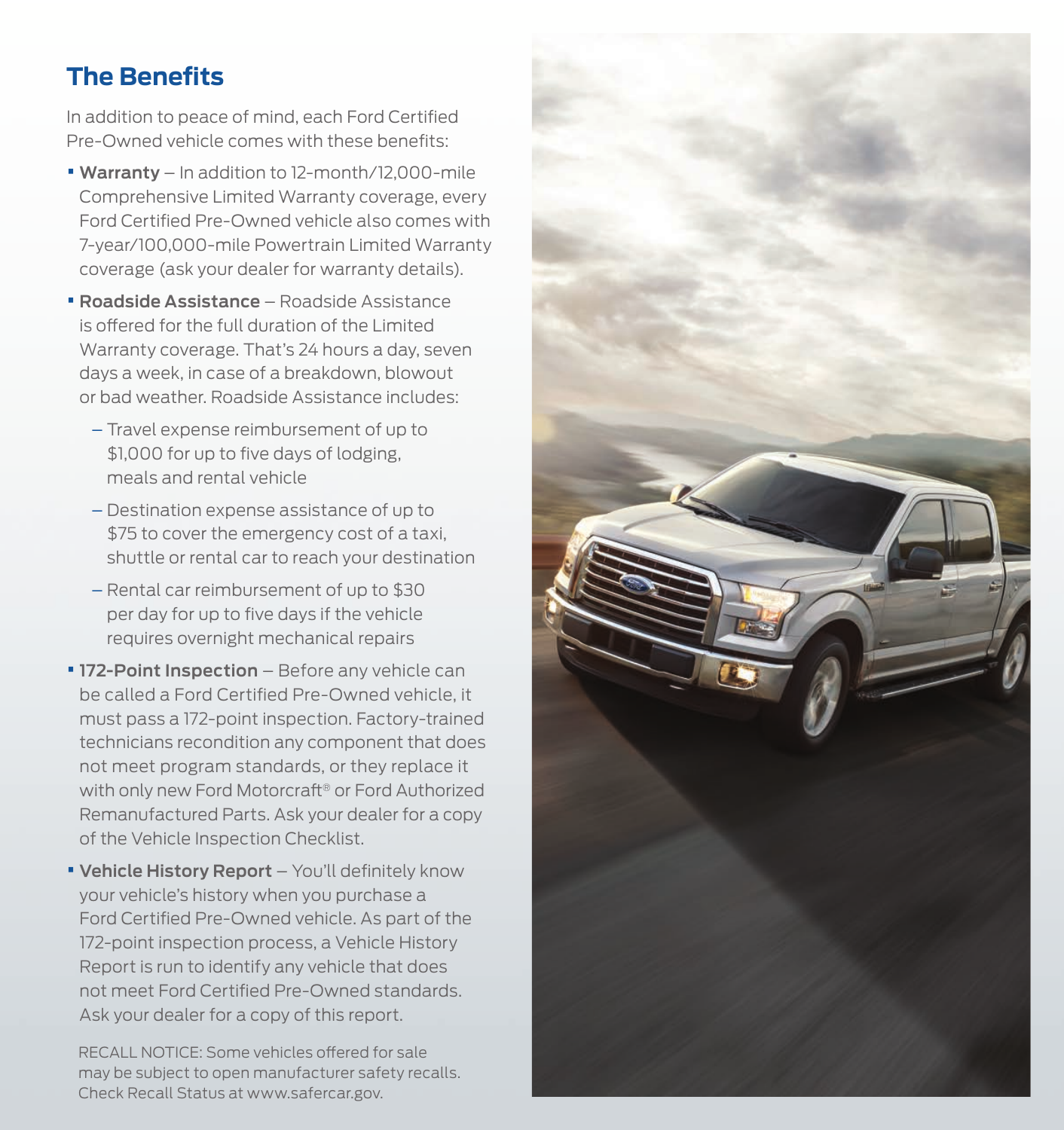## The Benefits

In addition to peace of mind, each Ford Certified Pre-Owned vehicle comes with these benefits:

- **Warranty** – In addition to 12-month/12,000-mile Comprehensive Limited Warranty coverage, every Ford Certified Pre-Owned vehicle also comes with 7-year/100,000-mile Powertrain Limited Warranty coverage (ask your dealer for warranty details).
- **Roadside Assistance** – Roadside Assistance is offered for the full duration of the Limited Warranty coverage. That's 24 hours a day, seven days a week, in case of a breakdown, blowout or bad weather. Roadside Assistance includes:
  - Travel expense reimbursement of up to $1,000 for up to five days of lodging, meals and rental vehicle
  - Destination expense assistance of up to $75 to cover the emergency cost of a taxi, shuttle or rental car to reach your destination
  - Rental car reimbursement of up to $30 per day for up to five days if the vehicle requires overnight mechanical repairs
- **172-Point Inspection** – Before any vehicle can be called a Ford Certified Pre-Owned vehicle, it must pass a 172-point inspection. Factory-trained technicians recondition any component that does not meet program standards, or they replace it with only new Ford Motorcraft® or Ford Authorized Remanufactured Parts. Ask your dealer for a copy of the Vehicle Inspection Checklist.
- **Vehicle History Report** – You'll definitely know your vehicle's history when you purchase a Ford Certified Pre-Owned vehicle. As part of the 172-point inspection process, a Vehicle History Report is run to identify any vehicle that does not meet Ford Certified Pre-Owned standards. Ask your dealer for a copy of this report.

RECALL NOTICE: Some vehicles offered for sale may be subject to open manufacturer safety recalls. Check Recall Status at www.safercar.gov.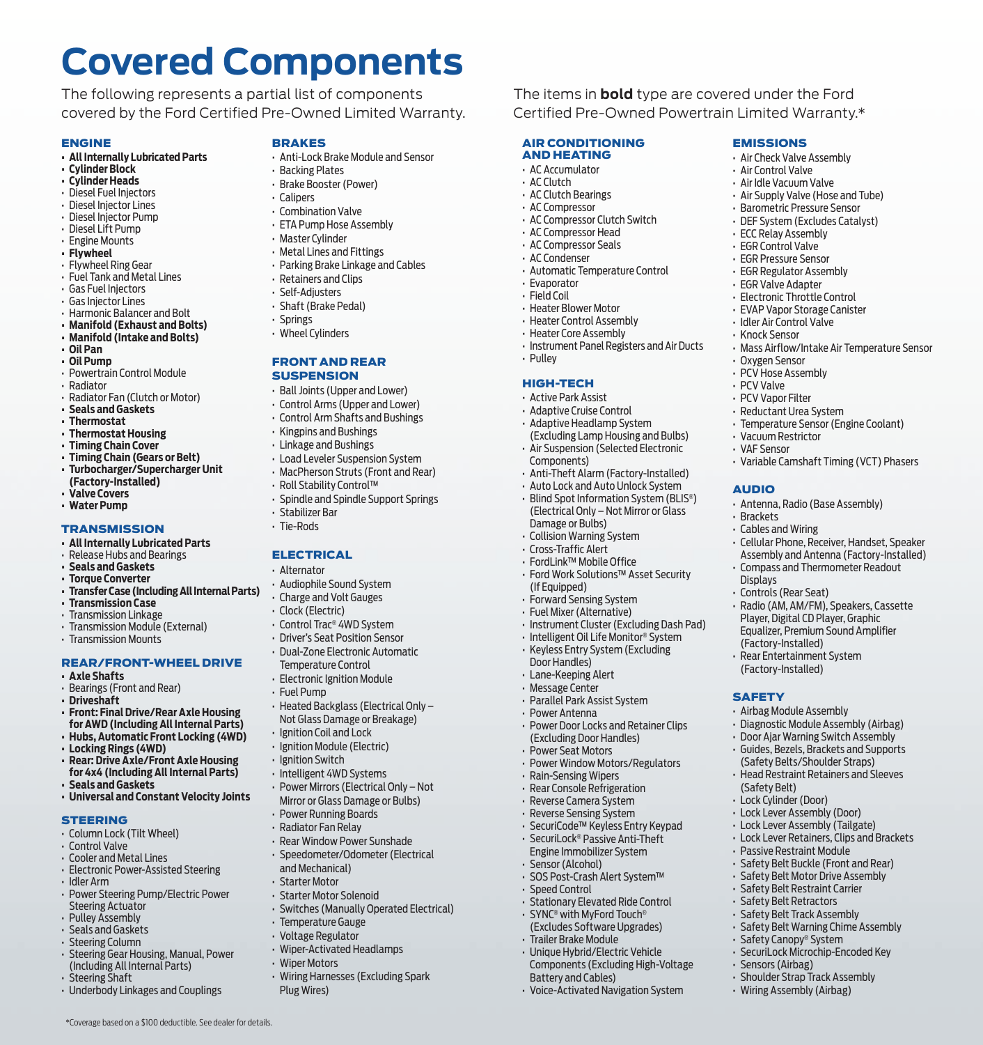# Covered Components

The following represents a partial list of components covered by the Ford Certified Pre-Owned Limited Warranty.

The items in **bold** type are covered under the Ford Certified Pre-Owned Powertrain Limited Warranty.*

## ENGINE

- **All Internally Lubricated Parts**
- **Cylinder Block**
- **Cylinder Heads**
- Diesel Fuel Injectors
- Diesel Injector Lines
- Diesel Injector Pump
- Diesel Lift Pump
- Engine Mounts
- **Flywheel**
- Flywheel Ring Gear
- Fuel Tank and Metal Lines
- Gas Fuel Injectors
- Gas Injector Lines
- Harmonic Balancer and Bolt
- **Manifold (Exhaust and Bolts)**
- **Manifold (Intake and Bolts)**
- **Oil Pan**
- **Oil Pump**
- Powertrain Control Module
- Radiator
- Radiator Fan (Clutch or Motor)
- **Seals and Gaskets**
- **Thermostat**
- **Thermostat Housing**
- **Timing Chain Cover**
- **Timing Chain (Gears or Belt)**
- **Turbocharger/Supercharger Unit (Factory-Installed)**
- **Valve Covers**
- **Water Pump**

## TRANSMISSION

- **All Internally Lubricated Parts**
- Release Hubs and Bearings
- **Seals and Gaskets**
- **Torque Converter**
- **Transfer Case (Including All Internal Parts)**
- **Transmission Case**
- Transmission Linkage
- Transmission Module (External)
- Transmission Mounts

## REAR/FRONT-WHEEL DRIVE

- **Axle Shafts**
- Bearings (Front and Rear)
- **Driveshaft**
- **Front: Final Drive/Rear Axle Housing for AWD (Including All Internal Parts)**
- **Hubs, Automatic Front Locking (4WD)**
- **Locking Rings (4WD)**
- **Rear: Drive Axle/Front Axle Housing for 4x4 (Including All Internal Parts)**
- **Seals and Gaskets**
- **Universal and Constant Velocity Joints**

## STEERING

- Column Lock (Tilt Wheel)
- Control Valve
- Cooler and Metal Lines
- Electronic Power-Assisted Steering
- Idler Arm
- Power Steering Pump/Electric Power Steering Actuator
- Pulley Assembly
- Seals and Gaskets
- Steering Column
- Steering Gear Housing, Manual, Power (Including All Internal Parts)
- Steering Shaft
- Underbody Linkages and Couplings

## BRAKES

- Anti-Lock Brake Module and Sensor
- Backing Plates
- Brake Booster (Power)
- Calipers
- Combination Valve
- ETA Pump Hose Assembly
- Master Cylinder
- Metal Lines and Fittings
- Parking Brake Linkage and Cables
- Retainers and Clips
- Self-Adjusters
- Shaft (Brake Pedal)
- Springs
- Wheel Cylinders

## FRONT AND REAR SUSPENSION

- Ball Joints (Upper and Lower)
- Control Arms (Upper and Lower)
- Control Arm Shafts and Bushings
- Kingpins and Bushings
- Linkage and Bushings
- Load Leveler Suspension System
- MacPherson Struts (Front and Rear)
- Roll Stability Control™
- Spindle and Spindle Support Springs
- Stabilizer Bar
- Tie-Rods

## ELECTRICAL

- Alternator
- Audiophile Sound System
- Charge and Volt Gauges
- Clock (Electric)
- Control Trac® 4WD System
- Driver's Seat Position Sensor
- Dual-Zone Electronic Automatic Temperature Control
- Electronic Ignition Module
- Fuel Pump
- Heated Backglass (Electrical Only – Not Glass Damage or Breakage)
- Ignition Coil and Lock
- Ignition Module (Electric)
- Ignition Switch
- Intelligent 4WD Systems
- Power Mirrors (Electrical Only – Not Mirror or Glass Damage or Bulbs)
- Power Running Boards
- Radiator Fan Relay
- Rear Window Power Sunshade
- Speedometer/Odometer (Electrical and Mechanical)
- Starter Motor
- Starter Motor Solenoid
- Switches (Manually Operated Electrical)
- Temperature Gauge
- Voltage Regulator
- Wiper-Activated Headlamps
- Wiper Motors
- Wiring Harnesses (Excluding Spark Plug Wires)

## AIR CONDITIONING AND HEATING

- AC Accumulator
- AC Clutch
- AC Clutch Bearings
- AC Compressor
- AC Compressor Clutch Switch
- AC Compressor Head
- AC Compressor Seals
- AC Condenser
- Automatic Temperature Control
- Evaporator
- Field Coil
- Heater Blower Motor
- Heater Control Assembly
- Heater Core Assembly
- Instrument Panel Registers and Air Ducts
- Pulley

## HIGH-TECH

- Active Park Assist
- Adaptive Cruise Control
- Adaptive Headlamp System (Excluding Lamp Housing and Bulbs)
- Air Suspension (Selected Electronic Components)
- Anti-Theft Alarm (Factory-Installed)
- Auto Lock and Auto Unlock System
- Blind Spot Information System (BLIS®) (Electrical Only – Not Mirror or Glass Damage or Bulbs)
- Collision Warning System
- Cross-Traffic Alert
- FordLink™ Mobile Office
- Ford Work Solutions™ Asset Security (If Equipped)
- Forward Sensing System
- Fuel Mixer (Alternative)
- Instrument Cluster (Excluding Dash Pad)
- Intelligent Oil Life Monitor® System
- Keyless Entry System (Excluding Door Handles)
- Lane-Keeping Alert
- Message Center
- Parallel Park Assist System
- Power Antenna
- Power Door Locks and Retainer Clips (Excluding Door Handles)
- Power Seat Motors
- Power Window Motors/Regulators
- Rain-Sensing Wipers
- Rear Console Refrigeration
- Reverse Camera System
- Reverse Sensing System
- SecuriCode™ Keyless Entry Keypad
- SecuriLock® Passive Anti-Theft Engine Immobilizer System
- Sensor (Alcohol)
- SOS Post-Crash Alert System™
- Speed Control
- Stationary Elevated Ride Control
- SYNC® with MyFord Touch® (Excludes Software Upgrades)
- Trailer Brake Module
- Unique Hybrid/Electric Vehicle Components (Excluding High-Voltage Battery and Cables)
- Voice-Activated Navigation System

## EMISSIONS

- Air Check Valve Assembly
- Air Control Valve
- Air Idle Vacuum Valve
- Air Supply Valve (Hose and Tube)
- Barometric Pressure Sensor
- DEF System (Excludes Catalyst)
- ECC Relay Assembly
- EGR Control Valve
- EGR Pressure Sensor
- EGR Regulator Assembly
- EGR Valve Adapter
- Electronic Throttle Control
- EVAP Vapor Storage Canister
- Idler Air Control Valve
- Knock Sensor
- Mass Airflow/Intake Air Temperature Sensor
- Oxygen Sensor
- PCV Hose Assembly
- PCV Valve
- PCV Vapor Filter
- Reductant Urea System
- Temperature Sensor (Engine Coolant)
- Vacuum Restrictor
- VAF Sensor
- Variable Camshaft Timing (VCT) Phasers

## AUDIO

- Antenna, Radio (Base Assembly)
- Brackets
- Cables and Wiring
- Cellular Phone, Receiver, Handset, Speaker Assembly and Antenna (Factory-Installed)
- Compass and Thermometer Readout Displays
- Controls (Rear Seat)
- Radio (AM, AM/FM), Speakers, Cassette Player, Digital CD Player, Graphic Equalizer, Premium Sound Amplifier (Factory-Installed)
- Rear Entertainment System (Factory-Installed)

## SAFETY

- Airbag Module Assembly
- Diagnostic Module Assembly (Airbag)
- Door Ajar Warning Switch Assembly
- Guides, Bezels, Brackets and Supports (Safety Belts/Shoulder Straps)
- Head Restraint Retainers and Sleeves (Safety Belt)
- Lock Cylinder (Door)
- Lock Lever Assembly (Door)
- Lock Lever Assembly (Tailgate)
- Lock Lever Retainers, Clips and Brackets
- Passive Restraint Module
- Safety Belt Buckle (Front and Rear)
- Safety Belt Motor Drive Assembly
- Safety Belt Restraint Carrier
- Safety Belt Retractors
- Safety Belt Track Assembly
- Safety Belt Warning Chime Assembly
- Safety Canopy® System
- SecuriLock Microchip-Encoded Key
- Sensors (Airbag)
- Shoulder Strap Track Assembly
- Wiring Assembly (Airbag)

*Coverage based on a $100 deductible. See dealer for details.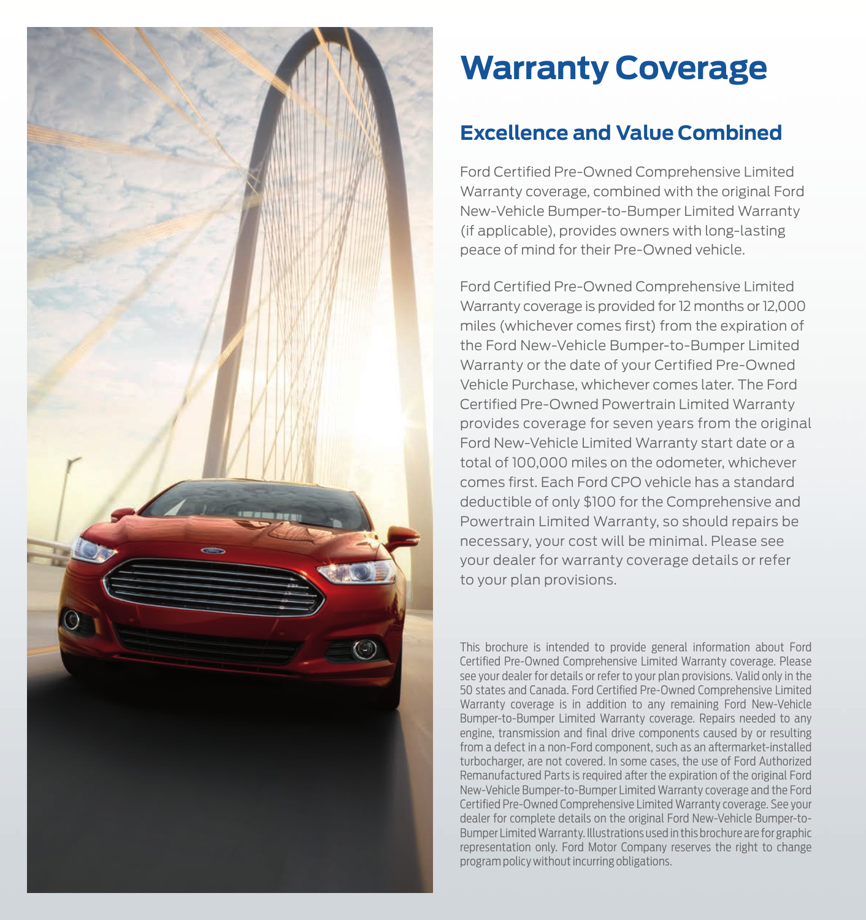# Warranty Coverage

## Excellence and Value Combined

Ford Certified Pre-Owned Comprehensive Limited Warranty coverage, combined with the original Ford New-Vehicle Bumper-to-Bumper Limited Warranty (if applicable), provides owners with long-lasting peace of mind for their Pre-Owned vehicle.

Ford Certified Pre-Owned Comprehensive Limited Warranty coverage is provided for 12 months or 12,000 miles (whichever comes first) from the expiration of the Ford New-Vehicle Bumper-to-Bumper Limited Warranty or the date of your Certified Pre-Owned Vehicle Purchase, whichever comes later. The Ford Certified Pre-Owned Powertrain Limited Warranty provides coverage for seven years from the original Ford New-Vehicle Limited Warranty start date or a total of 100,000 miles on the odometer, whichever comes first. Each Ford CPO vehicle has a standard deductible of only $100 for the Comprehensive and Powertrain Limited Warranty, so should repairs be necessary, your cost will be minimal. Please see your dealer for warranty coverage details or refer to your plan provisions.

This brochure is intended to provide general information about Ford Certified Pre-Owned Comprehensive Limited Warranty coverage. Please see your dealer for details or refer to your plan provisions. Valid only in the 50 states and Canada. Ford Certified Pre-Owned Comprehensive Limited Warranty coverage is in addition to any remaining Ford New-Vehicle Bumper-to-Bumper Limited Warranty coverage. Repairs needed to any engine, transmission and final drive components caused by or resulting from a defect in a non-Ford component, such as an aftermarket-installed turbocharger, are not covered. In some cases, the use of Ford Authorized Remanufactured Parts is required after the expiration of the original Ford New-Vehicle Bumper-to-Bumper Limited Warranty coverage and the Ford Certified Pre-Owned Comprehensive Limited Warranty coverage. See your dealer for complete details on the original Ford New-Vehicle Bumper-to-Bumper Limited Warranty. Illustrations used in this brochure are for graphic representation only. Ford Motor Company reserves the right to change program policy without incurring obligations.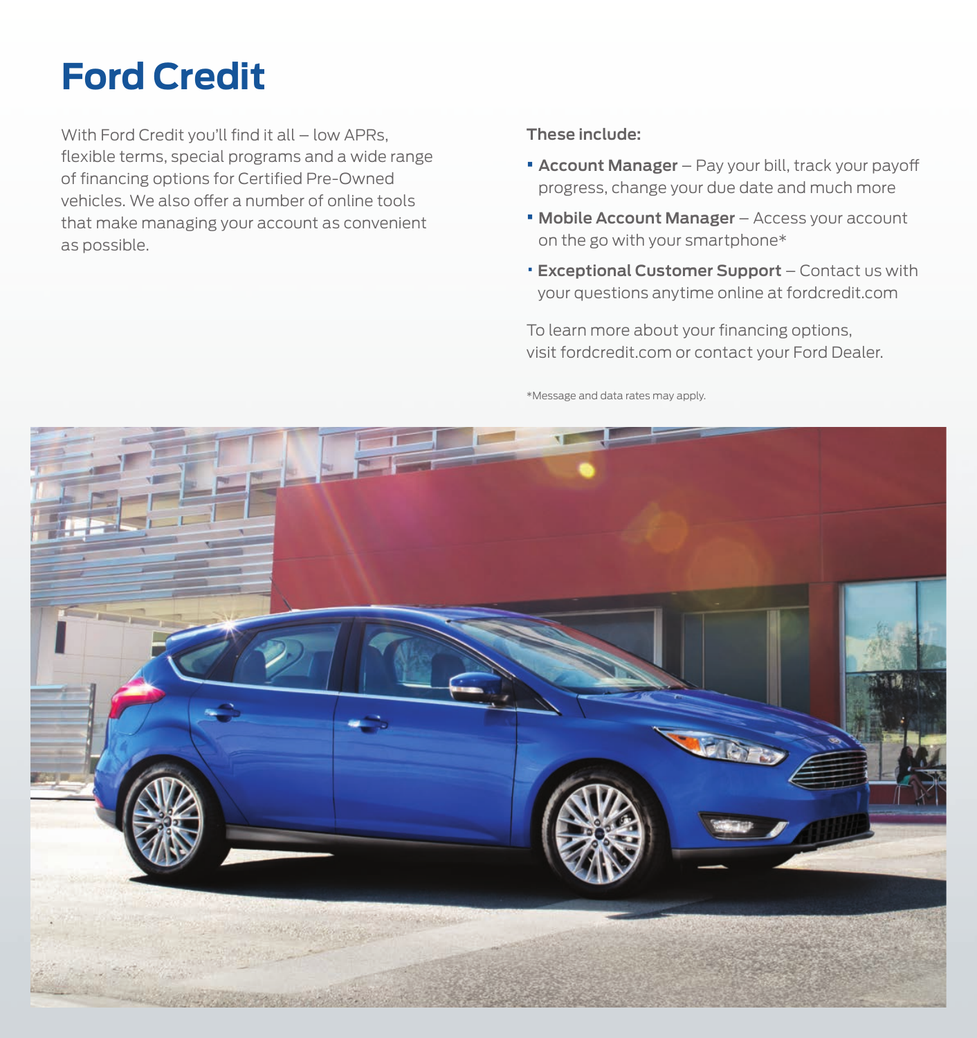# Ford Credit

With Ford Credit you'll find it all – low APRs, flexible terms, special programs and a wide range of financing options for Certified Pre-Owned vehicles. We also offer a number of online tools that make managing your account as convenient as possible.

**These include:**

- **Account Manager** – Pay your bill, track your payoff progress, change your due date and much more
- **Mobile Account Manager** – Access your account on the go with your smartphone*
- **Exceptional Customer Support** – Contact us with your questions anytime online at fordcredit.com

To learn more about your financing options, visit fordcredit.com or contact your Ford Dealer.

*Message and data rates may apply.